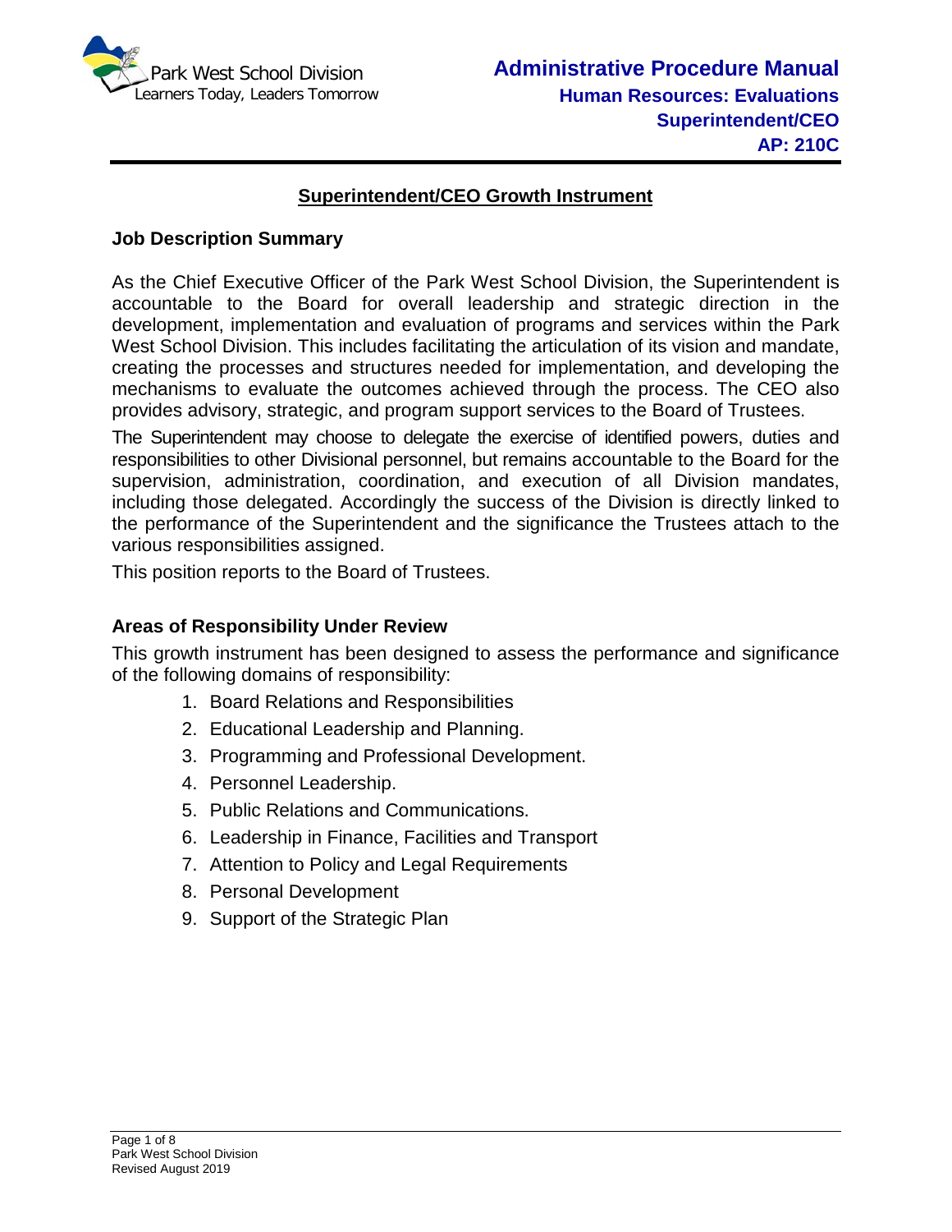Park West School Division
Learners Today, Leaders Tomorrow

**Administrative Procedure Manual**
**Human Resources: Evaluations**
**Superintendent/CEO**
**AP: 210C**

## Superintendent/CEO Growth Instrument

### Job Description Summary

As the Chief Executive Officer of the Park West School Division, the Superintendent is accountable to the Board for overall leadership and strategic direction in the development, implementation and evaluation of programs and services within the Park West School Division. This includes facilitating the articulation of its vision and mandate, creating the processes and structures needed for implementation, and developing the mechanisms to evaluate the outcomes achieved through the process. The CEO also provides advisory, strategic, and program support services to the Board of Trustees.

The Superintendent may choose to delegate the exercise of identified powers, duties and responsibilities to other Divisional personnel, but remains accountable to the Board for the supervision, administration, coordination, and execution of all Division mandates, including those delegated. Accordingly the success of the Division is directly linked to the performance of the Superintendent and the significance the Trustees attach to the various responsibilities assigned.

This position reports to the Board of Trustees.

### Areas of Responsibility Under Review

This growth instrument has been designed to assess the performance and significance of the following domains of responsibility:

1. Board Relations and Responsibilities
2. Educational Leadership and Planning.
3. Programming and Professional Development.
4. Personnel Leadership.
5. Public Relations and Communications.
6. Leadership in Finance, Facilities and Transport
7. Attention to Policy and Legal Requirements
8. Personal Development
9. Support of the Strategic Plan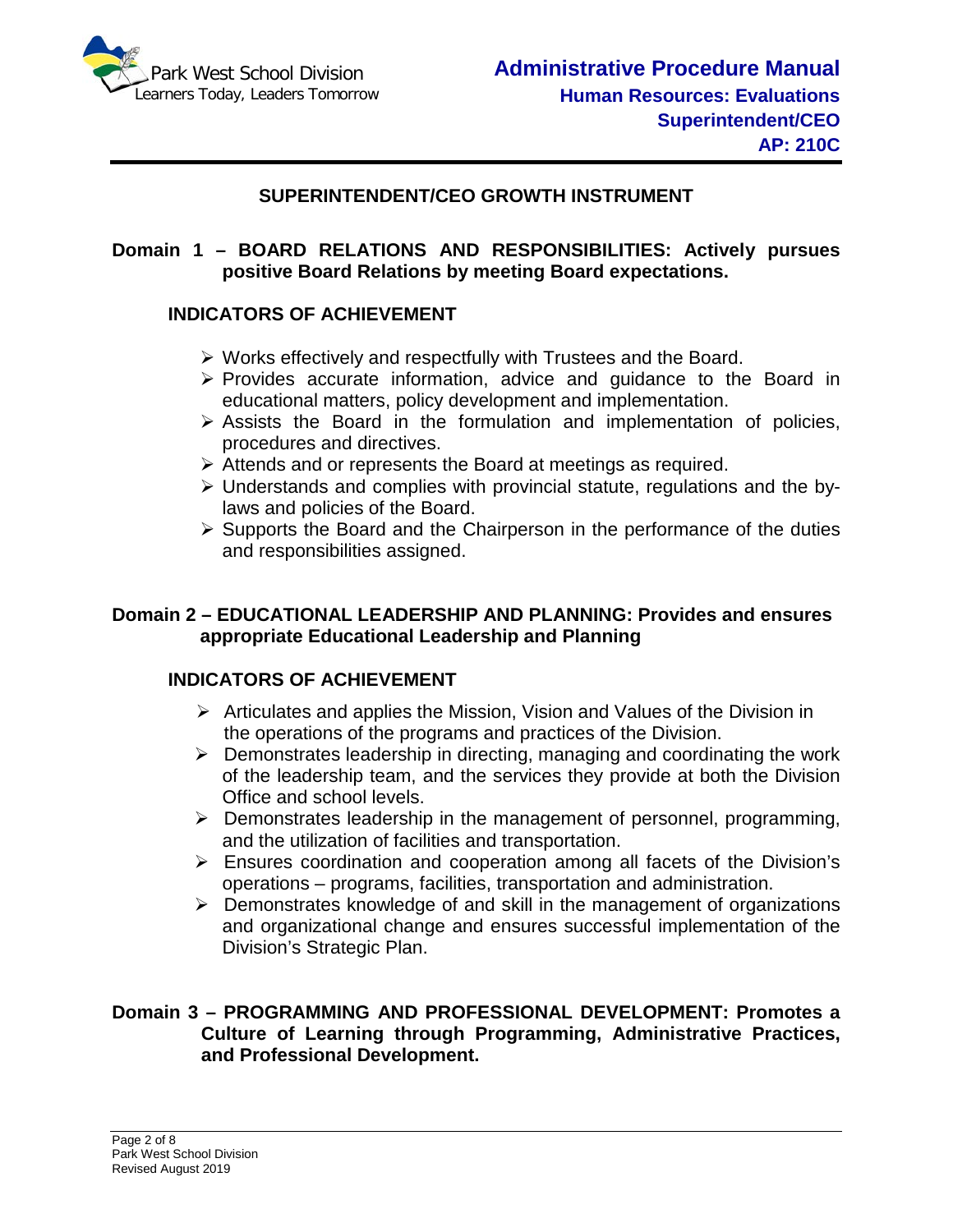## SUPERINTENDENT/CEO GROWTH INSTRUMENT

### Domain 1 – BOARD RELATIONS AND RESPONSIBILITIES: Actively pursues positive Board Relations by meeting Board expectations.

#### INDICATORS OF ACHIEVEMENT

- Works effectively and respectfully with Trustees and the Board.
- Provides accurate information, advice and guidance to the Board in educational matters, policy development and implementation.
- Assists the Board in the formulation and implementation of policies, procedures and directives.
- Attends and or represents the Board at meetings as required.
- Understands and complies with provincial statute, regulations and the by-laws and policies of the Board.
- Supports the Board and the Chairperson in the performance of the duties and responsibilities assigned.

### Domain 2 – EDUCATIONAL LEADERSHIP AND PLANNING: Provides and ensures appropriate Educational Leadership and Planning

#### INDICATORS OF ACHIEVEMENT

- Articulates and applies the Mission, Vision and Values of the Division in the operations of the programs and practices of the Division.
- Demonstrates leadership in directing, managing and coordinating the work of the leadership team, and the services they provide at both the Division Office and school levels.
- Demonstrates leadership in the management of personnel, programming, and the utilization of facilities and transportation.
- Ensures coordination and cooperation among all facets of the Division's operations – programs, facilities, transportation and administration.
- Demonstrates knowledge of and skill in the management of organizations and organizational change and ensures successful implementation of the Division's Strategic Plan.

### Domain 3 – PROGRAMMING AND PROFESSIONAL DEVELOPMENT: Promotes a Culture of Learning through Programming, Administrative Practices, and Professional Development.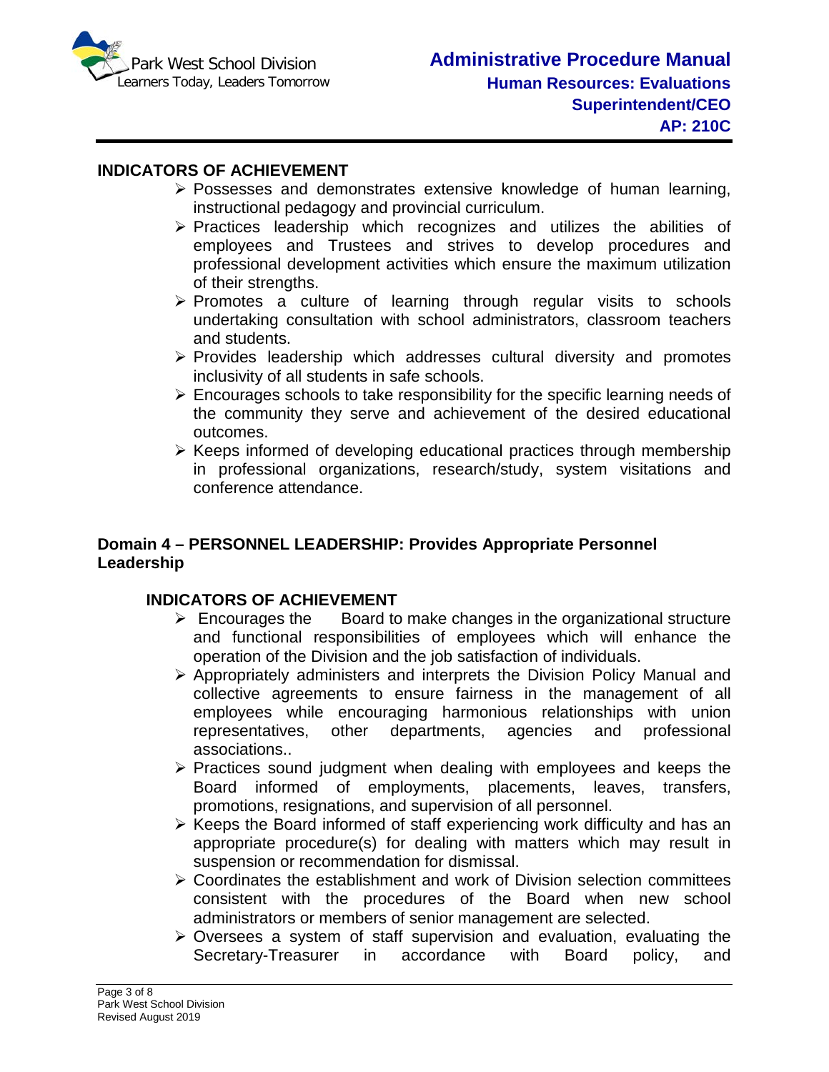**INDICATORS OF ACHIEVEMENT**

- Possesses and demonstrates extensive knowledge of human learning, instructional pedagogy and provincial curriculum.
- Practices leadership which recognizes and utilizes the abilities of employees and Trustees and strives to develop procedures and professional development activities which ensure the maximum utilization of their strengths.
- Promotes a culture of learning through regular visits to schools undertaking consultation with school administrators, classroom teachers and students.
- Provides leadership which addresses cultural diversity and promotes inclusivity of all students in safe schools.
- Encourages schools to take responsibility for the specific learning needs of the community they serve and achievement of the desired educational outcomes.
- Keeps informed of developing educational practices through membership in professional organizations, research/study, system visitations and conference attendance.

## Domain 4 – PERSONNEL LEADERSHIP: Provides Appropriate Personnel Leadership

**INDICATORS OF ACHIEVEMENT**

- Encourages the Board to make changes in the organizational structure and functional responsibilities of employees which will enhance the operation of the Division and the job satisfaction of individuals.
- Appropriately administers and interprets the Division Policy Manual and collective agreements to ensure fairness in the management of all employees while encouraging harmonious relationships with union representatives, other departments, agencies and professional associations..
- Practices sound judgment when dealing with employees and keeps the Board informed of employments, placements, leaves, transfers, promotions, resignations, and supervision of all personnel.
- Keeps the Board informed of staff experiencing work difficulty and has an appropriate procedure(s) for dealing with matters which may result in suspension or recommendation for dismissal.
- Coordinates the establishment and work of Division selection committees consistent with the procedures of the Board when new school administrators or members of senior management are selected.
- Oversees a system of staff supervision and evaluation, evaluating the Secretary-Treasurer in accordance with Board policy, and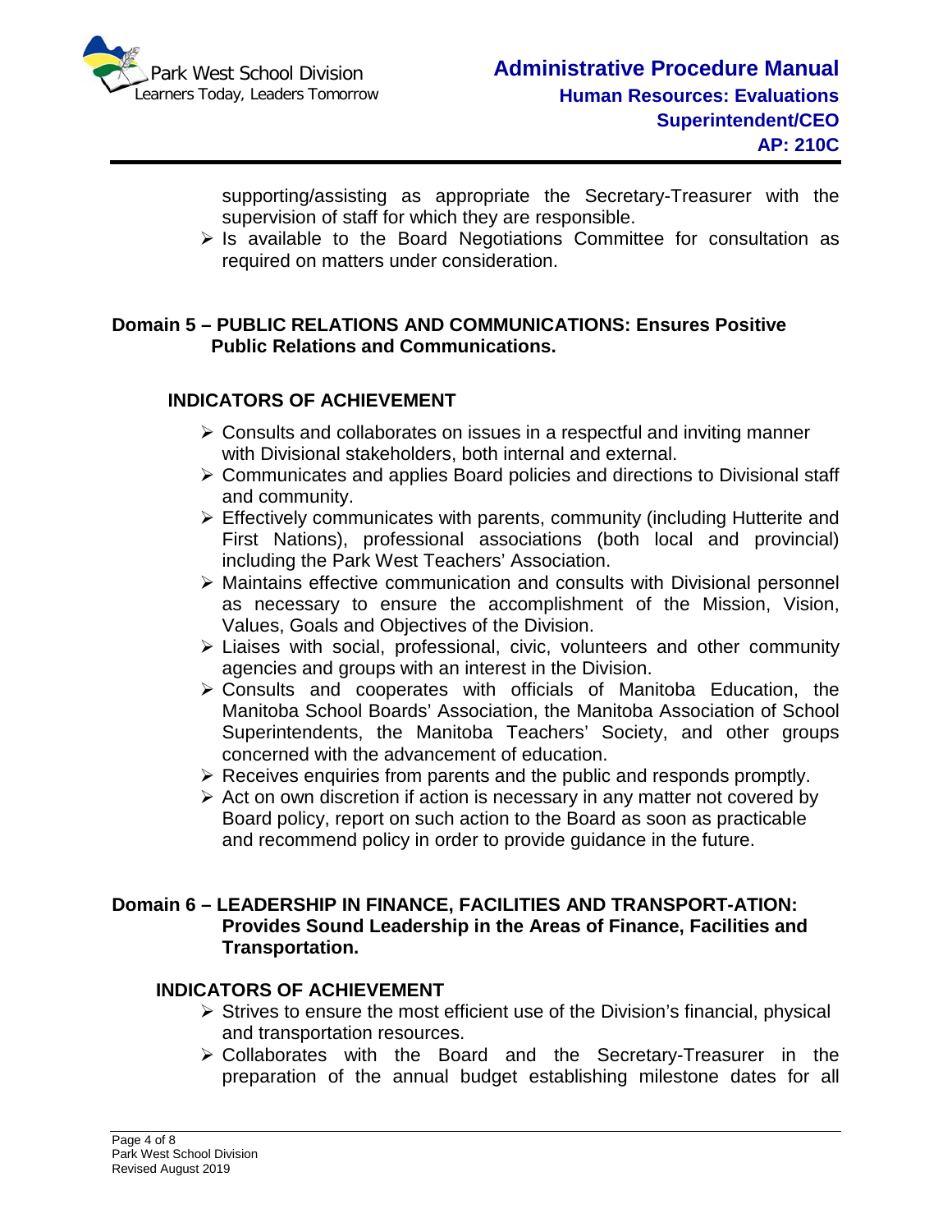supporting/assisting as appropriate the Secretary-Treasurer with the supervision of staff for which they are responsible.

- Is available to the Board Negotiations Committee for consultation as required on matters under consideration.

## Domain 5 – PUBLIC RELATIONS AND COMMUNICATIONS: Ensures Positive Public Relations and Communications.

### INDICATORS OF ACHIEVEMENT

- Consults and collaborates on issues in a respectful and inviting manner with Divisional stakeholders, both internal and external.
- Communicates and applies Board policies and directions to Divisional staff and community.
- Effectively communicates with parents, community (including Hutterite and First Nations), professional associations (both local and provincial) including the Park West Teachers' Association.
- Maintains effective communication and consults with Divisional personnel as necessary to ensure the accomplishment of the Mission, Vision, Values, Goals and Objectives of the Division.
- Liaises with social, professional, civic, volunteers and other community agencies and groups with an interest in the Division.
- Consults and cooperates with officials of Manitoba Education, the Manitoba School Boards' Association, the Manitoba Association of School Superintendents, the Manitoba Teachers' Society, and other groups concerned with the advancement of education.
- Receives enquiries from parents and the public and responds promptly.
- Act on own discretion if action is necessary in any matter not covered by Board policy, report on such action to the Board as soon as practicable and recommend policy in order to provide guidance in the future.

## Domain 6 – LEADERSHIP IN FINANCE, FACILITIES AND TRANSPORT-ATION: Provides Sound Leadership in the Areas of Finance, Facilities and Transportation.

### INDICATORS OF ACHIEVEMENT

- Strives to ensure the most efficient use of the Division's financial, physical and transportation resources.
- Collaborates with the Board and the Secretary-Treasurer in the preparation of the annual budget establishing milestone dates for all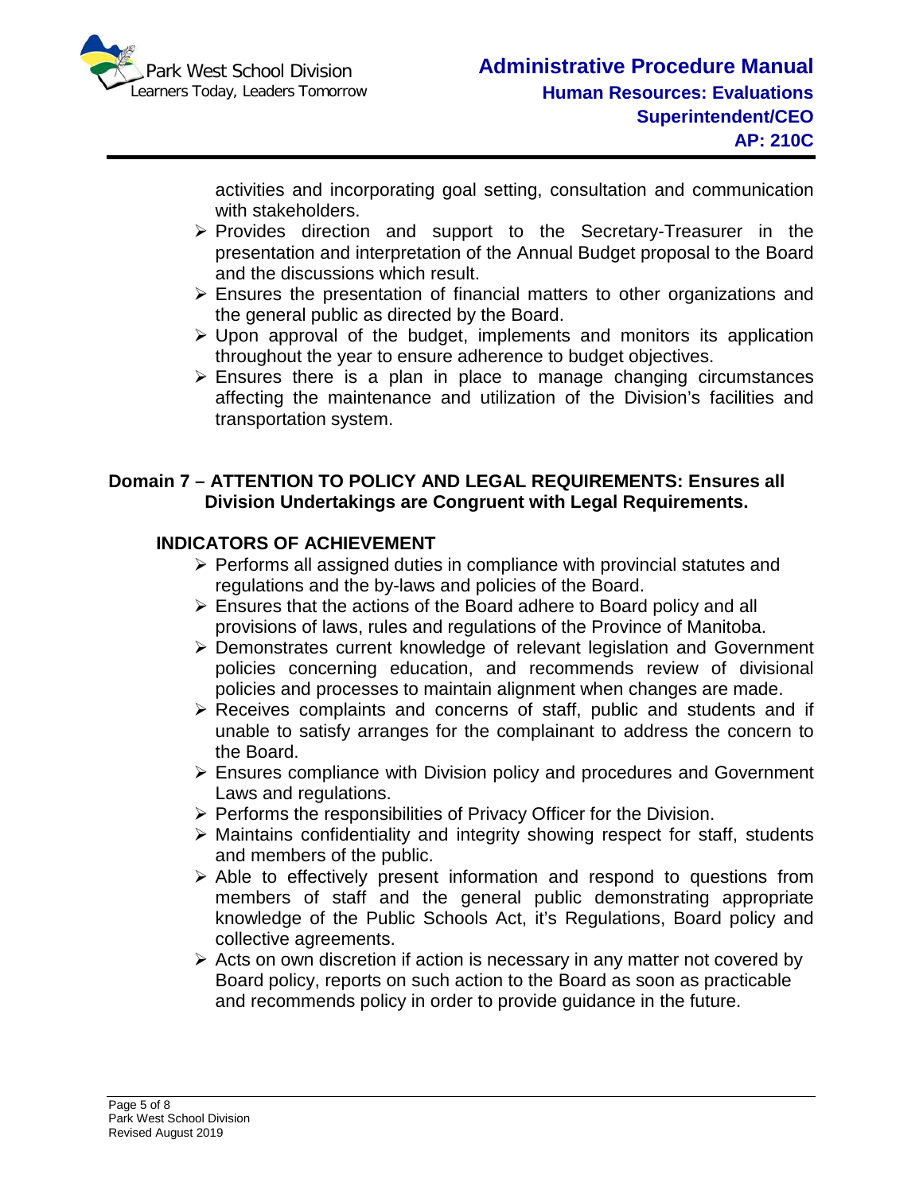activities and incorporating goal setting, consultation and communication with stakeholders.

- Provides direction and support to the Secretary-Treasurer in the presentation and interpretation of the Annual Budget proposal to the Board and the discussions which result.
- Ensures the presentation of financial matters to other organizations and the general public as directed by the Board.
- Upon approval of the budget, implements and monitors its application throughout the year to ensure adherence to budget objectives.
- Ensures there is a plan in place to manage changing circumstances affecting the maintenance and utilization of the Division's facilities and transportation system.

## Domain 7 – ATTENTION TO POLICY AND LEGAL REQUIREMENTS: Ensures all Division Undertakings are Congruent with Legal Requirements.

### INDICATORS OF ACHIEVEMENT

- Performs all assigned duties in compliance with provincial statutes and regulations and the by-laws and policies of the Board.
- Ensures that the actions of the Board adhere to Board policy and all provisions of laws, rules and regulations of the Province of Manitoba.
- Demonstrates current knowledge of relevant legislation and Government policies concerning education, and recommends review of divisional policies and processes to maintain alignment when changes are made.
- Receives complaints and concerns of staff, public and students and if unable to satisfy arranges for the complainant to address the concern to the Board.
- Ensures compliance with Division policy and procedures and Government Laws and regulations.
- Performs the responsibilities of Privacy Officer for the Division.
- Maintains confidentiality and integrity showing respect for staff, students and members of the public.
- Able to effectively present information and respond to questions from members of staff and the general public demonstrating appropriate knowledge of the Public Schools Act, it's Regulations, Board policy and collective agreements.
- Acts on own discretion if action is necessary in any matter not covered by Board policy, reports on such action to the Board as soon as practicable and recommends policy in order to provide guidance in the future.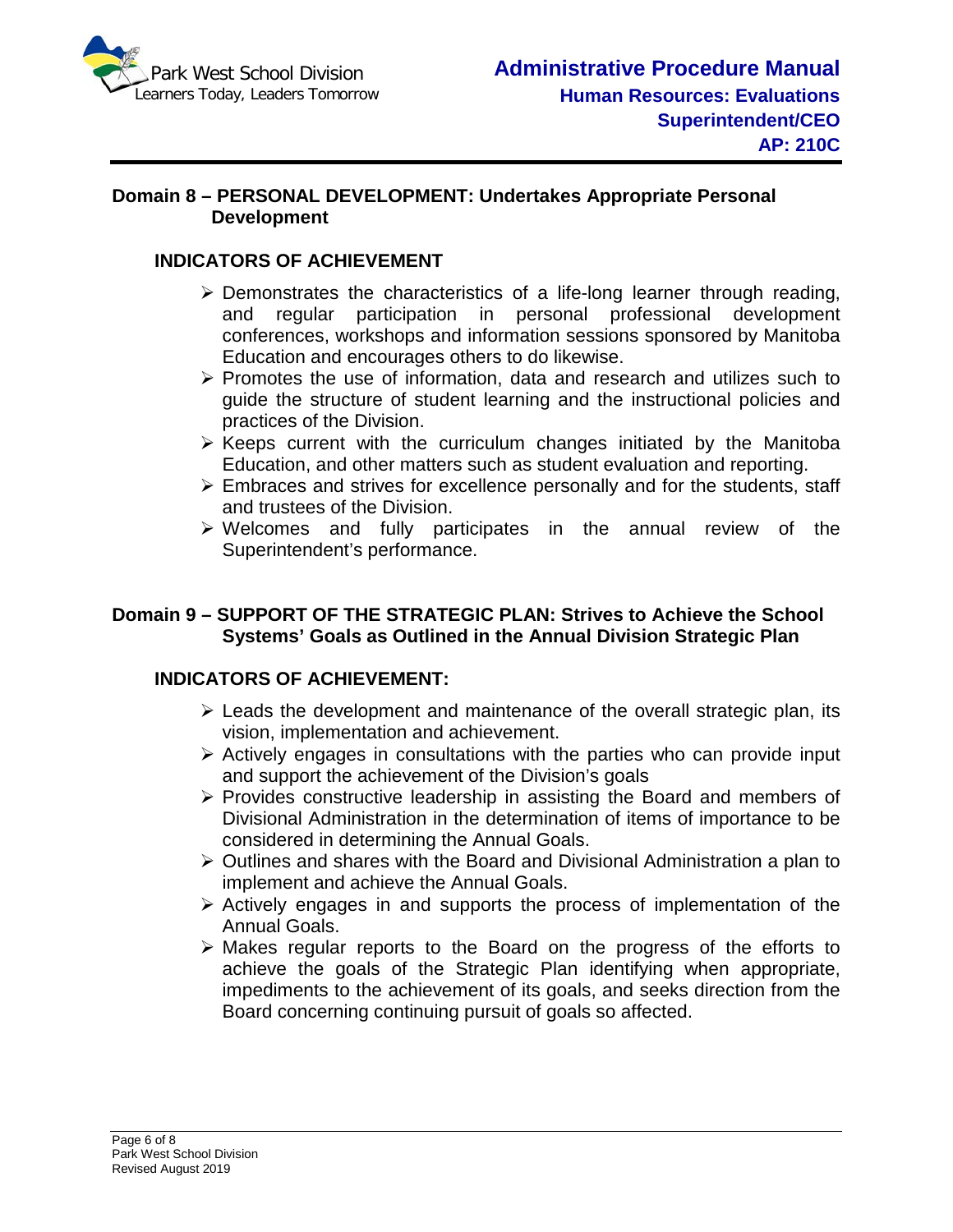## Domain 8 – PERSONAL DEVELOPMENT: Undertakes Appropriate Personal Development

### INDICATORS OF ACHIEVEMENT

- Demonstrates the characteristics of a life-long learner through reading, and regular participation in personal professional development conferences, workshops and information sessions sponsored by Manitoba Education and encourages others to do likewise.
- Promotes the use of information, data and research and utilizes such to guide the structure of student learning and the instructional policies and practices of the Division.
- Keeps current with the curriculum changes initiated by the Manitoba Education, and other matters such as student evaluation and reporting.
- Embraces and strives for excellence personally and for the students, staff and trustees of the Division.
- Welcomes and fully participates in the annual review of the Superintendent's performance.

## Domain 9 – SUPPORT OF THE STRATEGIC PLAN: Strives to Achieve the School Systems' Goals as Outlined in the Annual Division Strategic Plan

### INDICATORS OF ACHIEVEMENT:

- Leads the development and maintenance of the overall strategic plan, its vision, implementation and achievement.
- Actively engages in consultations with the parties who can provide input and support the achievement of the Division's goals
- Provides constructive leadership in assisting the Board and members of Divisional Administration in the determination of items of importance to be considered in determining the Annual Goals.
- Outlines and shares with the Board and Divisional Administration a plan to implement and achieve the Annual Goals.
- Actively engages in and supports the process of implementation of the Annual Goals.
- Makes regular reports to the Board on the progress of the efforts to achieve the goals of the Strategic Plan identifying when appropriate, impediments to the achievement of its goals, and seeks direction from the Board concerning continuing pursuit of goals so affected.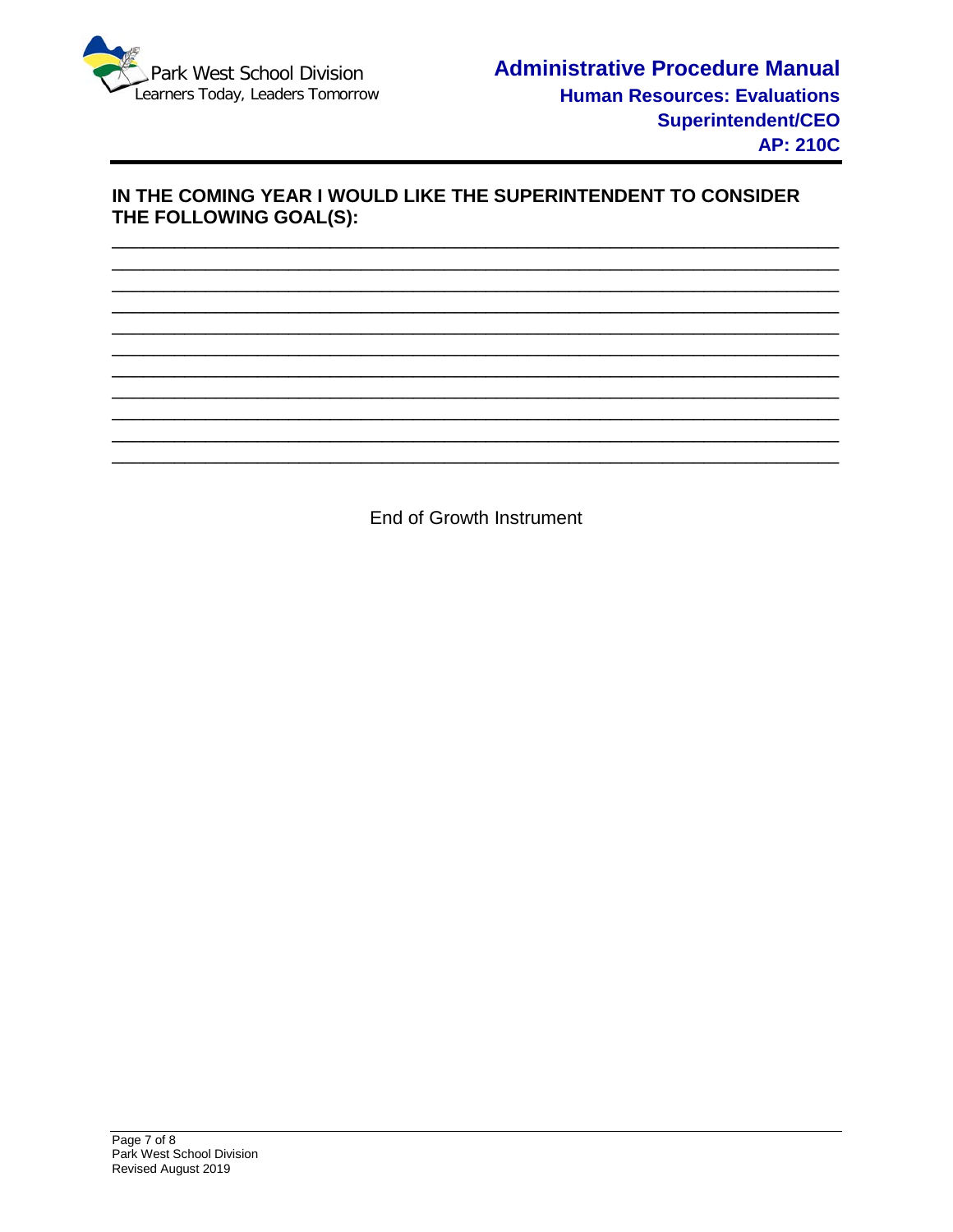**IN THE COMING YEAR I WOULD LIKE THE SUPERINTENDENT TO CONSIDER THE FOLLOWING GOAL(S):**

_______________________________________________________________________________

_______________________________________________________________________________

_______________________________________________________________________________

_______________________________________________________________________________

_______________________________________________________________________________

_______________________________________________________________________________

_______________________________________________________________________________

_______________________________________________________________________________

_______________________________________________________________________________

_______________________________________________________________________________

_______________________________________________________________________________

End of Growth Instrument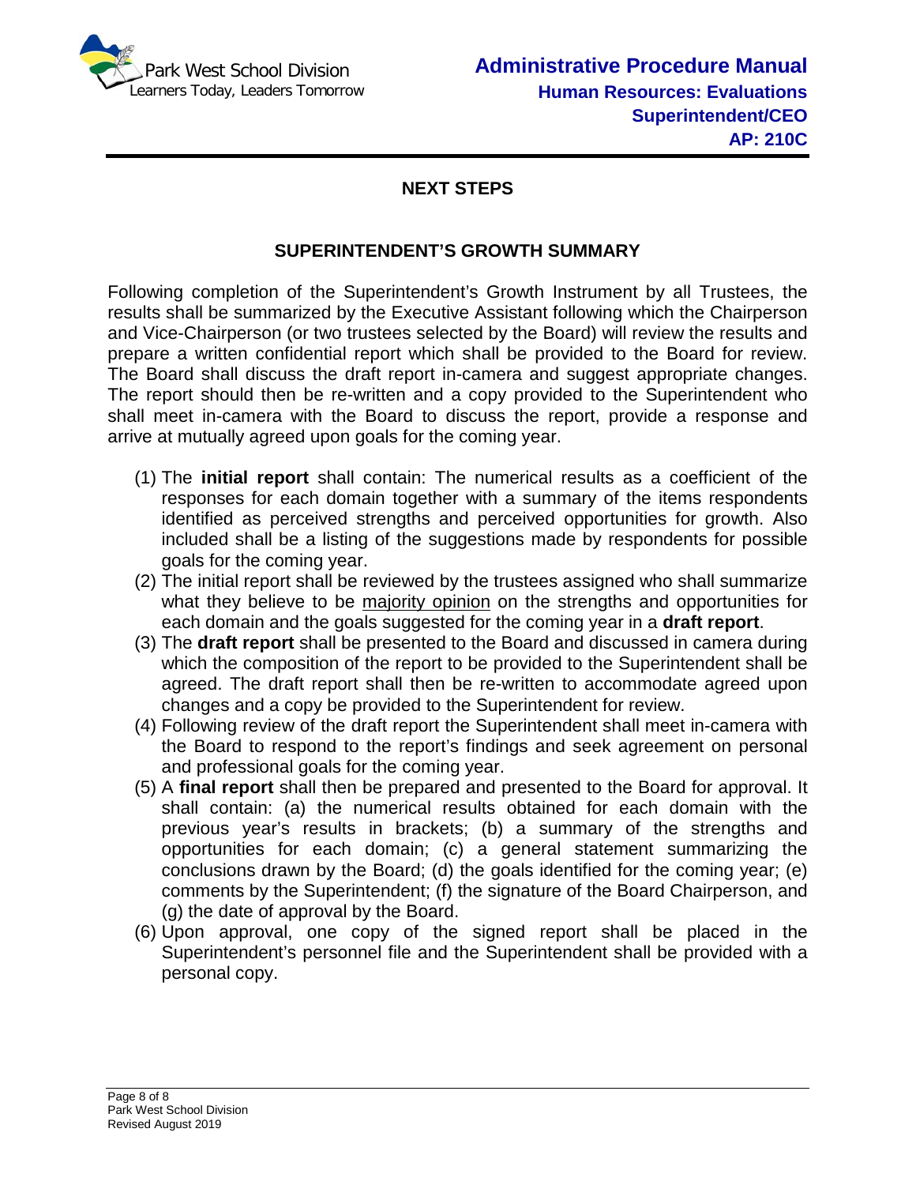## NEXT STEPS

### SUPERINTENDENT'S GROWTH SUMMARY

Following completion of the Superintendent's Growth Instrument by all Trustees, the results shall be summarized by the Executive Assistant following which the Chairperson and Vice-Chairperson (or two trustees selected by the Board) will review the results and prepare a written confidential report which shall be provided to the Board for review. The Board shall discuss the draft report in-camera and suggest appropriate changes. The report should then be re-written and a copy provided to the Superintendent who shall meet in-camera with the Board to discuss the report, provide a response and arrive at mutually agreed upon goals for the coming year.

(1) The **initial report** shall contain: The numerical results as a coefficient of the responses for each domain together with a summary of the items respondents identified as perceived strengths and perceived opportunities for growth. Also included shall be a listing of the suggestions made by respondents for possible goals for the coming year.
(2) The initial report shall be reviewed by the trustees assigned who shall summarize what they believe to be <u>majority opinion</u> on the strengths and opportunities for each domain and the goals suggested for the coming year in a **draft report**.
(3) The **draft report** shall be presented to the Board and discussed in camera during which the composition of the report to be provided to the Superintendent shall be agreed. The draft report shall then be re-written to accommodate agreed upon changes and a copy be provided to the Superintendent for review.
(4) Following review of the draft report the Superintendent shall meet in-camera with the Board to respond to the report's findings and seek agreement on personal and professional goals for the coming year.
(5) A **final report** shall then be prepared and presented to the Board for approval. It shall contain: (a) the numerical results obtained for each domain with the previous year's results in brackets; (b) a summary of the strengths and opportunities for each domain; (c) a general statement summarizing the conclusions drawn by the Board; (d) the goals identified for the coming year; (e) comments by the Superintendent; (f) the signature of the Board Chairperson, and (g) the date of approval by the Board.
(6) Upon approval, one copy of the signed report shall be placed in the Superintendent's personnel file and the Superintendent shall be provided with a personal copy.